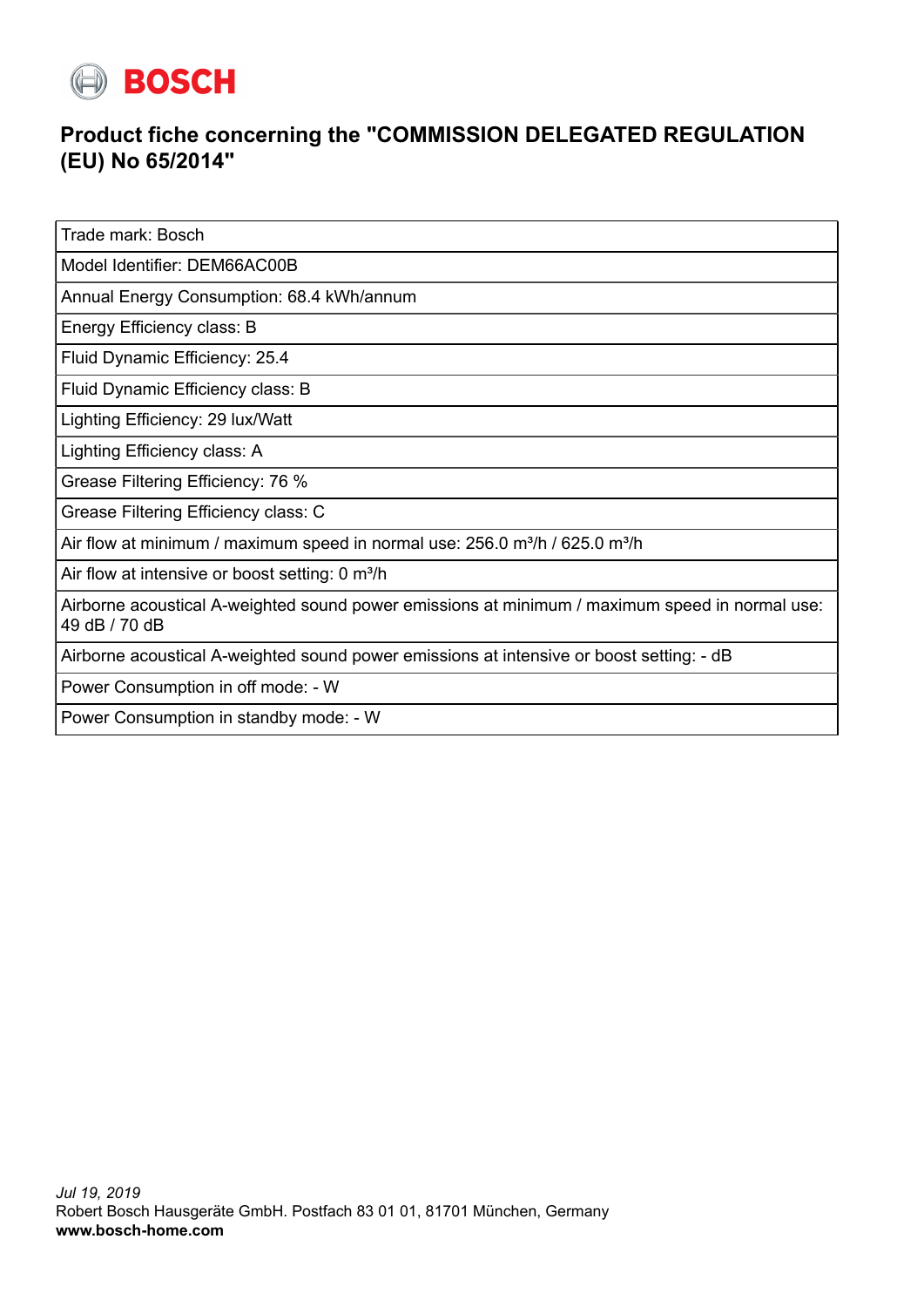BOSCH

## Product fiche concerning the "COMMISSION DELEGATED REGULATION (EU) No 65/2014"

| Trade mark: Bosch |
|---|
| Model Identifier: DEM66AC00B |
| Annual Energy Consumption: 68.4 kWh/annum |
| Energy Efficiency class: B |
| Fluid Dynamic Efficiency: 25.4 |
| Fluid Dynamic Efficiency class: B |
| Lighting Efficiency: 29 lux/Watt |
| Lighting Efficiency class: A |
| Grease Filtering Efficiency: 76 % |
| Grease Filtering Efficiency class: C |
| Air flow at minimum / maximum speed in normal use: 256.0 m³/h / 625.0 m³/h |
| Air flow at intensive or boost setting: 0 m³/h |
| Airborne acoustical A-weighted sound power emissions at minimum / maximum speed in normal use: 49 dB / 70 dB |
| Airborne acoustical A-weighted sound power emissions at intensive or boost setting: - dB |
| Power Consumption in off mode: - W |
| Power Consumption in standby mode: - W |

*Jul 19, 2019*
Robert Bosch Hausgeräte GmbH. Postfach 83 01 01, 81701 München, Germany
**www.bosch-home.com**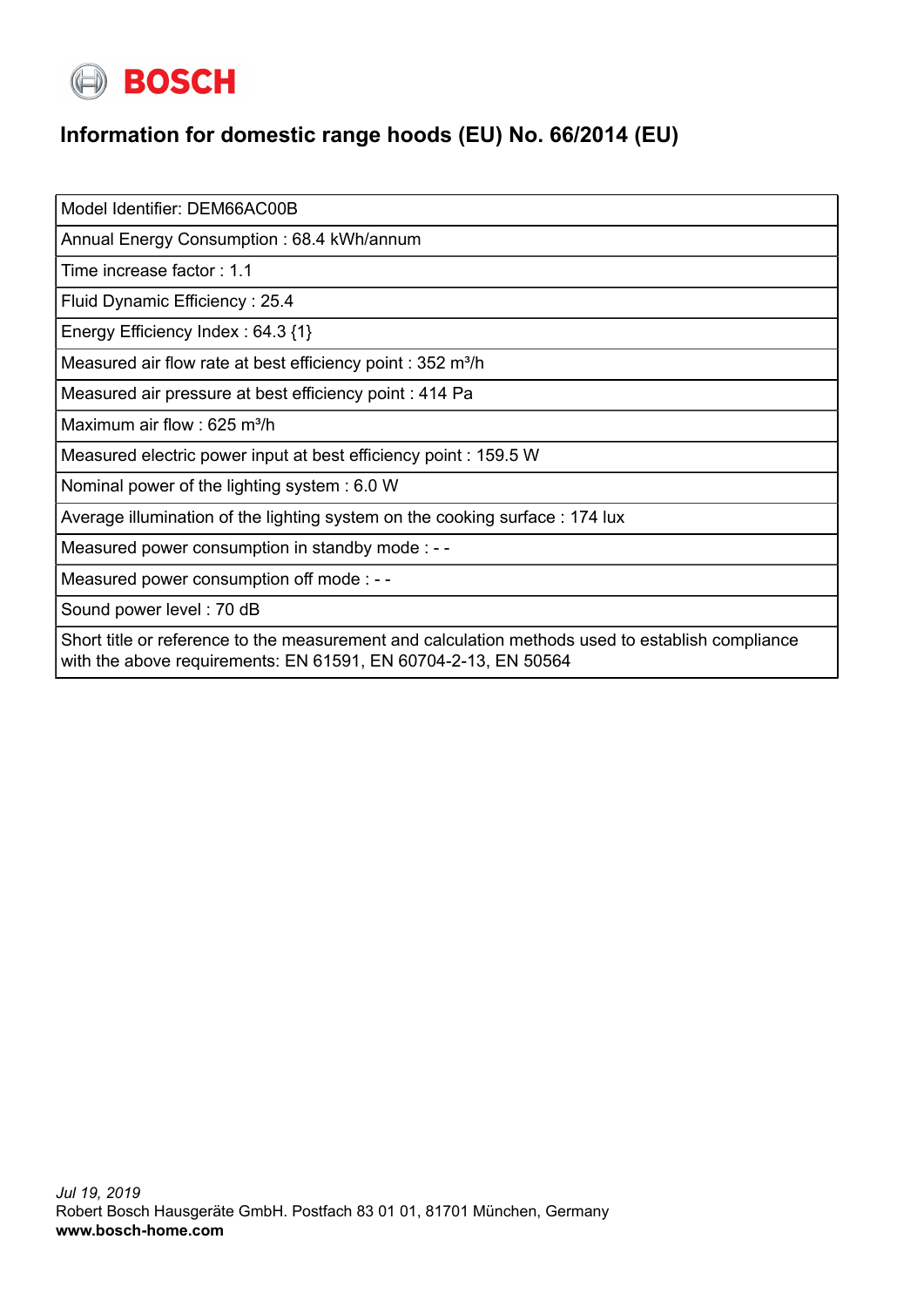BOSCH

## Information for domestic range hoods (EU) No. 66/2014 (EU)

| |
|---|
| Model Identifier: DEM66AC00B |
| Annual Energy Consumption : 68.4 kWh/annum |
| Time increase factor : 1.1 |
| Fluid Dynamic Efficiency : 25.4 |
| Energy Efficiency Index : 64.3 {1} |
| Measured air flow rate at best efficiency point : 352 m³/h |
| Measured air pressure at best efficiency point : 414 Pa |
| Maximum air flow : 625 m³/h |
| Measured electric power input at best efficiency point : 159.5 W |
| Nominal power of the lighting system : 6.0 W |
| Average illumination of the lighting system on the cooking surface : 174 lux |
| Measured power consumption in standby mode : - - |
| Measured power consumption off mode : - - |
| Sound power level : 70 dB |
| Short title or reference to the measurement and calculation methods used to establish compliance with the above requirements: EN 61591, EN 60704-2-13, EN 50564 |

*Jul 19, 2019*
Robert Bosch Hausgeräte GmbH. Postfach 83 01 01, 81701 München, Germany
**www.bosch-home.com**